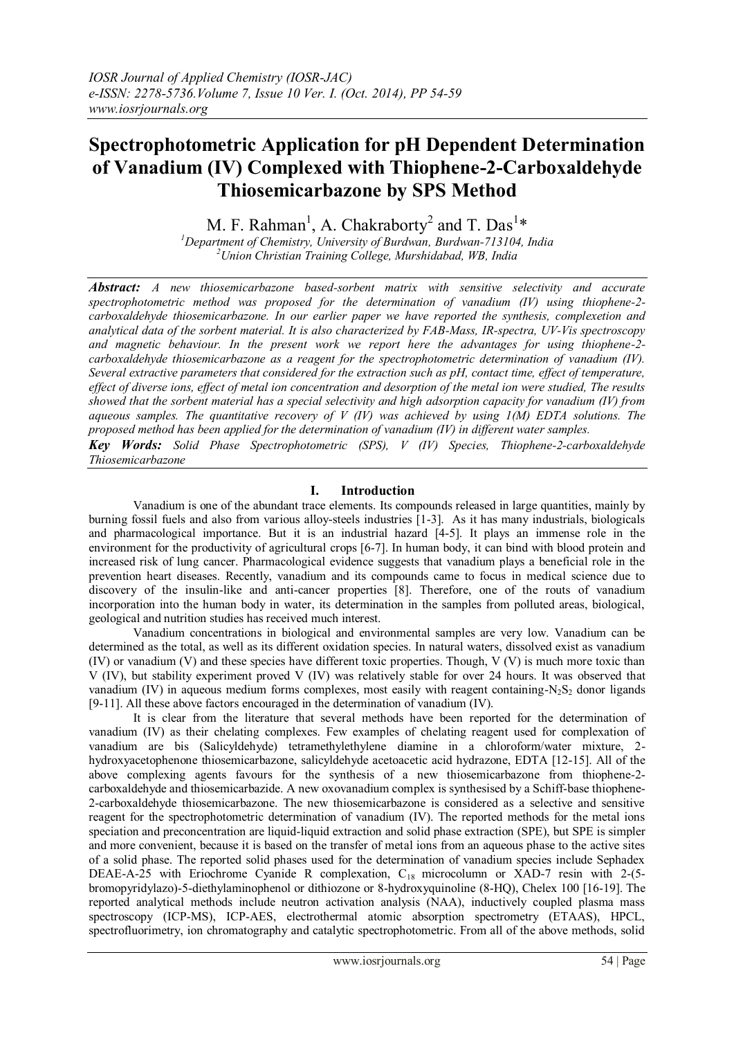# Spectrophotometric Application for pH Dependent Determination of Vanadium (IV) Complexed with Thiophene-2-Carboxaldehyde Thiosemicarbazone by SPS Method

M. F. Rahman[1], A. Chakraborty[2] and T. Das[1]*

[1]Department of Chemistry, University of Burdwan, Burdwan-713104, India
[2]Union Christian Training College, Murshidabad, WB, India

***Abstract:*** *A new thiosemicarbazone based-sorbent matrix with sensitive selectivity and accurate spectrophotometric method was proposed for the determination of vanadium (IV) using thiophene-2-carboxaldehyde thiosemicarbazone. In our earlier paper we have reported the synthesis, complexation and analytical data of the sorbent material. It is also characterized by FAB-Mass, IR-spectra, UV-Vis spectroscopy and magnetic behaviour. In the present work we report here the advantages for using thiophene-2-carboxaldehyde thiosemicarbazone as a reagent for the spectrophotometric determination of vanadium (IV). Several extractive parameters that considered for the extraction such as pH, contact time, effect of temperature, effect of diverse ions, effect of metal ion concentration and desorption of the metal ion were studied, The results showed that the sorbent material has a special selectivity and high adsorption capacity for vanadium (IV) from aqueous samples. The quantitative recovery of V (IV) was achieved by using 1(M) EDTA solutions. The proposed method has been applied for the determination of vanadium (IV) in different water samples.*

***Key Words:*** *Solid Phase Spectrophotometric (SPS), V (IV) Species, Thiophene-2-carboxaldehyde Thiosemicarbazone*

## I. Introduction

Vanadium is one of the abundant trace elements. Its compounds released in large quantities, mainly by burning fossil fuels and also from various alloy-steels industries [1-3]. As it has many industrials, biologicals and pharmacological importance. But it is an industrial hazard [4-5]. It plays an immense role in the environment for the productivity of agricultural crops [6-7]. In human body, it can bind with blood protein and increased risk of lung cancer. Pharmacological evidence suggests that vanadium plays a beneficial role in the prevention heart diseases. Recently, vanadium and its compounds came to focus in medical science due to discovery of the insulin-like and anti-cancer properties [8]. Therefore, one of the routs of vanadium incorporation into the human body in water, its determination in the samples from polluted areas, biological, geological and nutrition studies has received much interest.

Vanadium concentrations in biological and environmental samples are very low. Vanadium can be determined as the total, as well as its different oxidation species. In natural waters, dissolved exist as vanadium (IV) or vanadium (V) and these species have different toxic properties. Though, V (V) is much more toxic than V (IV), but stability experiment proved V (IV) was relatively stable for over 24 hours. It was observed that vanadium (IV) in aqueous medium forms complexes, most easily with reagent containing-$N_2S_2$ donor ligands [9-11]. All these above factors encouraged in the determination of vanadium (IV).

It is clear from the literature that several methods have been reported for the determination of vanadium (IV) as their chelating complexes. Few examples of chelating reagent used for complexation of vanadium are bis (Salicyldehyde) tetramethylethylene diamine in a chloroform/water mixture, 2-hydroxyacetophenone thiosemicarbazone, salicyldehyde acetoacetic acid hydrazone, EDTA [12-15]. All of the above complexing agents favours for the synthesis of a new thiosemicarbazone from thiophene-2-carboxaldehyde and thiosemicarbazide. A new oxovanadium complex is synthesised by a Schiff-base thiophene-2-carboxaldehyde thiosemicarbazone. The new thiosemicarbazone is considered as a selective and sensitive reagent for the spectrophotometric determination of vanadium (IV). The reported methods for the metal ions speciation and preconcentration are liquid-liquid extraction and solid phase extraction (SPE), but SPE is simpler and more convenient, because it is based on the transfer of metal ions from an aqueous phase to the active sites of a solid phase. The reported solid phases used for the determination of vanadium species include Sephadex DEAE-A-25 with Eriochrome Cyanide R complexation, $C_{18}$ microcolumn or XAD-7 resin with 2-(5-bromopyridylazo)-5-diethylaminophenol or dithiozone or 8-hydroxyquinoline (8-HQ), Chelex 100 [16-19]. The reported analytical methods include neutron activation analysis (NAA), inductively coupled plasma mass spectroscopy (ICP-MS), ICP-AES, electrothermal atomic absorption spectrometry (ETAAS), HPCL, spectrofluorimetry, ion chromatography and catalytic spectrophotometric. From all of the above methods, solid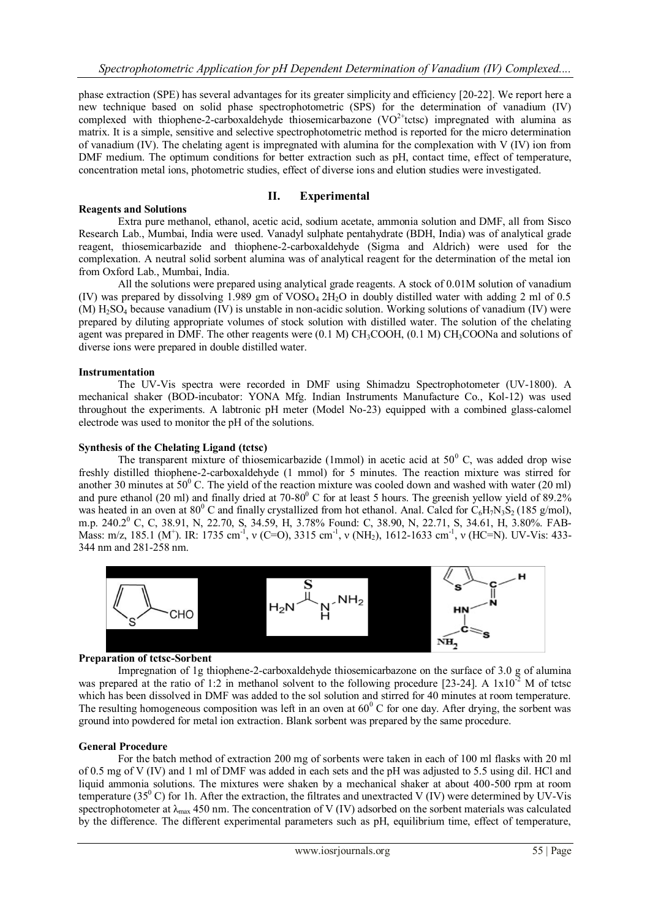phase extraction (SPE) has several advantages for its greater simplicity and efficiency [20-22]. We report here a new technique based on solid phase spectrophotometric (SPS) for the determination of vanadium (IV) complexed with thiophene-2-carboxaldehyde thiosemicarbazone ($VO^{2+}$tctsc) impregnated with alumina as matrix. It is a simple, sensitive and selective spectrophotometric method is reported for the micro determination of vanadium (IV). The chelating agent is impregnated with alumina for the complexation with V (IV) ion from DMF medium. The optimum conditions for better extraction such as pH, contact time, effect of temperature, concentration metal ions, photometric studies, effect of diverse ions and elution studies were investigated.

## II. Experimental

### Reagents and Solutions

Extra pure methanol, ethanol, acetic acid, sodium acetate, ammonia solution and DMF, all from Sisco Research Lab., Mumbai, India were used. Vanadyl sulphate pentahydrate (BDH, India) was of analytical grade reagent, thiosemicarbazide and thiophene-2-carboxaldehyde (Sigma and Aldrich) were used for the complexation. A neutral solid sorbent alumina was of analytical reagent for the determination of the metal ion from Oxford Lab., Mumbai, India.

All the solutions were prepared using analytical grade reagents. A stock of 0.01M solution of vanadium (IV) was prepared by dissolving 1.989 gm of $VOSO_4$ $2H_2O$ in doubly distilled water with adding 2 ml of 0.5 (M) $H_2SO_4$ because vanadium (IV) is unstable in non-acidic solution. Working solutions of vanadium (IV) were prepared by diluting appropriate volumes of stock solution with distilled water. The solution of the chelating agent was prepared in DMF. The other reagents were (0.1 M) $CH_3COOH$, (0.1 M) $CH_3COONa$ and solutions of diverse ions were prepared in double distilled water.

### Instrumentation

The UV-Vis spectra were recorded in DMF using Shimadzu Spectrophotometer (UV-1800). A mechanical shaker (BOD-incubator: YONA Mfg. Indian Instruments Manufacture Co., Kol-12) was used throughout the experiments. A labtronic pH meter (Model No-23) equipped with a combined glass-calomel electrode was used to monitor the pH of the solutions.

### Synthesis of the Chelating Ligand (tctsc)

The transparent mixture of thiosemicarbazide (1mmol) in acetic acid at $50^0$ C, was added drop wise freshly distilled thiophene-2-carboxaldehyde (1 mmol) for 5 minutes. The reaction mixture was stirred for another 30 minutes at $50^0$ C. The yield of the reaction mixture was cooled down and washed with water (20 ml) and pure ethanol (20 ml) and finally dried at 70-80$^0$ C for at least 5 hours. The greenish yellow yield of 89.2% was heated in an oven at $80^0$ C and finally crystallized from hot ethanol. Anal. Calcd for $C_6H_7N_3S_2$ (185 g/mol), m.p. 240.2$^0$ C, C, 38.91, N, 22.70, S, 34.59, H, 3.78% Found: C, 38.90, N, 22.71, S, 34.61, H, 3.80%. FAB-Mass: m/z, 185.1 ($M^+$). IR: 1735 $cm^{-1}$, ν (C=O), 3315 $cm^{-1}$, ν ($NH_2$), 1612-1633 $cm^{-1}$, ν (HC=N). UV-Vis: 433-344 nm and 281-258 nm.

### Preparation of tctsc-Sorbent

Impregnation of 1g thiophene-2-carboxaldehyde thiosemicarbazone on the surface of 3.0 g of alumina was prepared at the ratio of 1:2 in methanol solvent to the following procedure [23-24]. A $1x10^{-2}$ M of tctsc which has been dissolved in DMF was added to the sol solution and stirred for 40 minutes at room temperature. The resulting homogeneous composition was left in an oven at $60^0$ C for one day. After drying, the sorbent was ground into powdered for metal ion extraction. Blank sorbent was prepared by the same procedure.

### General Procedure

For the batch method of extraction 200 mg of sorbents were taken in each of 100 ml flasks with 20 ml of 0.5 mg of V (IV) and 1 ml of DMF was added in each sets and the pH was adjusted to 5.5 using dil. HCl and liquid ammonia solutions. The mixtures were shaken by a mechanical shaker at about 400-500 rpm at room temperature ($35^0$ C) for 1h. After the extraction, the filtrates and unextracted V (IV) were determined by UV-Vis spectrophotometer at $\lambda_{max}$ 450 nm. The concentration of V (IV) adsorbed on the sorbent materials was calculated by the difference. The different experimental parameters such as pH, equilibrium time, effect of temperature,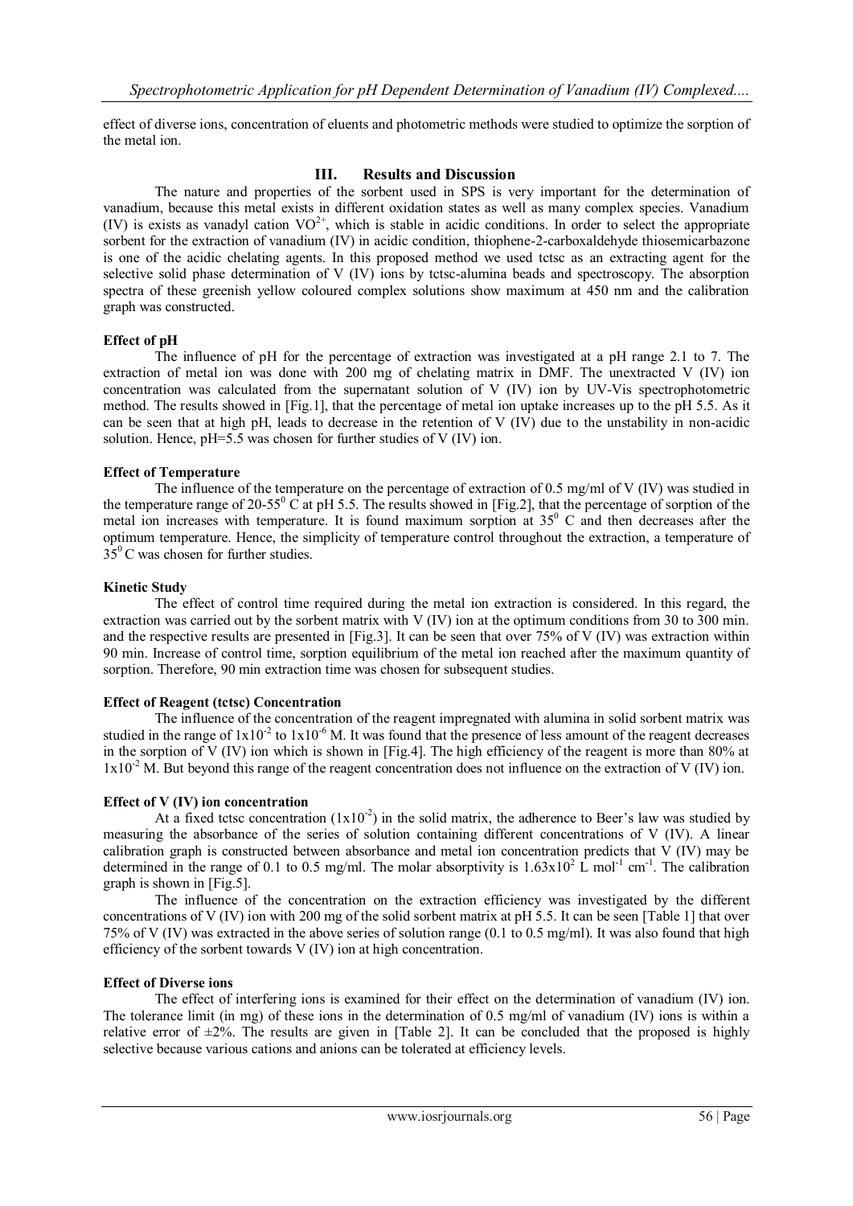effect of diverse ions, concentration of eluents and photometric methods were studied to optimize the sorption of the metal ion.

## III. Results and Discussion

The nature and properties of the sorbent used in SPS is very important for the determination of vanadium, because this metal exists in different oxidation states as well as many complex species. Vanadium (IV) is exists as vanadyl cation $VO^{2+}$, which is stable in acidic conditions. In order to select the appropriate sorbent for the extraction of vanadium (IV) in acidic condition, thiophene-2-carboxaldehyde thiosemicarbazone is one of the acidic chelating agents. In this proposed method we used tctsc as an extracting agent for the selective solid phase determination of V (IV) ions by tctsc-alumina beads and spectroscopy. The absorption spectra of these greenish yellow coloured complex solutions show maximum at 450 nm and the calibration graph was constructed.

**Effect of pH**

The influence of pH for the percentage of extraction was investigated at a pH range 2.1 to 7. The extraction of metal ion was done with 200 mg of chelating matrix in DMF. The unextracted V (IV) ion concentration was calculated from the supernatant solution of V (IV) ion by UV-Vis spectrophotometric method. The results showed in [Fig.1], that the percentage of metal ion uptake increases up to the pH 5.5. As it can be seen that at high pH, leads to decrease in the retention of V (IV) due to the unstability in non-acidic solution. Hence, pH=5.5 was chosen for further studies of V (IV) ion.

**Effect of Temperature**

The influence of the temperature on the percentage of extraction of 0.5 mg/ml of V (IV) was studied in the temperature range of 20-55$^0$ C at pH 5.5. The results showed in [Fig.2], that the percentage of sorption of the metal ion increases with temperature. It is found maximum sorption at 35$^0$ C and then decreases after the optimum temperature. Hence, the simplicity of temperature control throughout the extraction, a temperature of 35$^0$ C was chosen for further studies.

**Kinetic Study**

The effect of control time required during the metal ion extraction is considered. In this regard, the extraction was carried out by the sorbent matrix with V (IV) ion at the optimum conditions from 30 to 300 min. and the respective results are presented in [Fig.3]. It can be seen that over 75% of V (IV) was extraction within 90 min. Increase of control time, sorption equilibrium of the metal ion reached after the maximum quantity of sorption. Therefore, 90 min extraction time was chosen for subsequent studies.

**Effect of Reagent (tctsc) Concentration**

The influence of the concentration of the reagent impregnated with alumina in solid sorbent matrix was studied in the range of $1x10^{-2}$ to $1x10^{-6}$ M. It was found that the presence of less amount of the reagent decreases in the sorption of V (IV) ion which is shown in [Fig.4]. The high efficiency of the reagent is more than 80% at $1x10^{-2}$ M. But beyond this range of the reagent concentration does not influence on the extraction of V (IV) ion.

**Effect of V (IV) ion concentration**

At a fixed tctsc concentration ($1x10^{-2}$) in the solid matrix, the adherence to Beer's law was studied by measuring the absorbance of the series of solution containing different concentrations of V (IV). A linear calibration graph is constructed between absorbance and metal ion concentration predicts that V (IV) may be determined in the range of 0.1 to 0.5 mg/ml. The molar absorptivity is $1.63x10^2$ L mol$^{-1}$ cm$^{-1}$. The calibration graph is shown in [Fig.5].

The influence of the concentration on the extraction efficiency was investigated by the different concentrations of V (IV) ion with 200 mg of the solid sorbent matrix at pH 5.5. It can be seen [Table 1] that over 75% of V (IV) was extracted in the above series of solution range (0.1 to 0.5 mg/ml). It was also found that high efficiency of the sorbent towards V (IV) ion at high concentration.

**Effect of Diverse ions**

The effect of interfering ions is examined for their effect on the determination of vanadium (IV) ion. The tolerance limit (in mg) of these ions in the determination of 0.5 mg/ml of vanadium (IV) ions is within a relative error of ±2%. The results are given in [Table 2]. It can be concluded that the proposed is highly selective because various cations and anions can be tolerated at efficiency levels.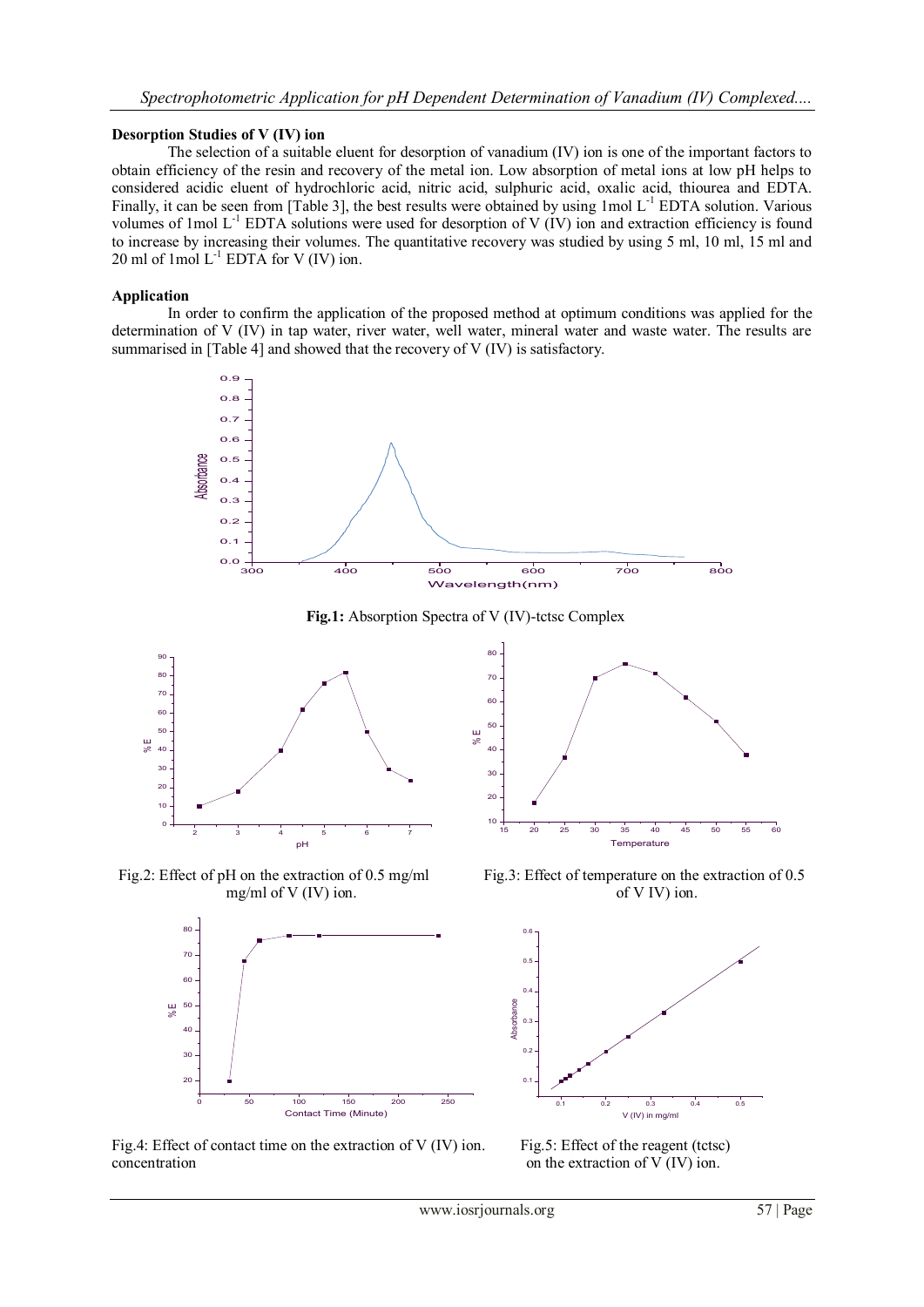**Desorption Studies of V (IV) ion**

The selection of a suitable eluent for desorption of vanadium (IV) ion is one of the important factors to obtain efficiency of the resin and recovery of the metal ion. Low absorption of metal ions at low pH helps to considered acidic eluent of hydrochloric acid, nitric acid, sulphuric acid, oxalic acid, thiourea and EDTA. Finally, it can be seen from [Table 3], the best results were obtained by using 1mol $L^{-1}$ EDTA solution. Various volumes of 1mol $L^{-1}$ EDTA solutions were used for desorption of V (IV) ion and extraction efficiency is found to increase by increasing their volumes. The quantitative recovery was studied by using 5 ml, 10 ml, 15 ml and 20 ml of 1mol $L^{-1}$ EDTA for V (IV) ion.

**Application**

In order to confirm the application of the proposed method at optimum conditions was applied for the determination of V (IV) in tap water, river water, well water, mineral water and waste water. The results are summarised in [Table 4] and showed that the recovery of V (IV) is satisfactory.

**Fig.1:** Absorption Spectra of V (IV)-tctsc Complex

Fig.2: Effect of pH on the extraction of 0.5 mg/ml mg/ml of V (IV) ion.

Fig.3: Effect of temperature on the extraction of 0.5 of V IV) ion.

Fig.4: Effect of contact time on the extraction of V (IV) ion. concentration

Fig.5: Effect of the reagent (tctsc) on the extraction of V (IV) ion.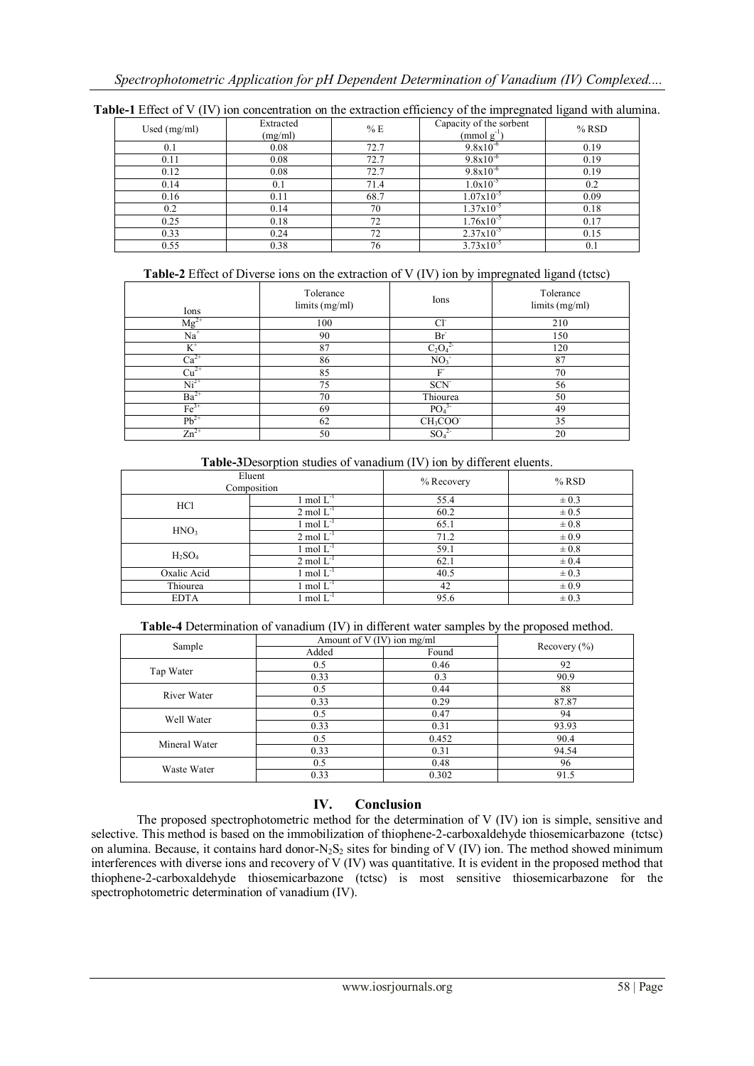**Table-1** Effect of V (IV) ion concentration on the extraction efficiency of the impregnated ligand with alumina.

| Used (mg/ml) | Extracted (mg/ml) | % E | Capacity of the sorbent (mmol $g^{-1}$) | % RSD |
|---|---|---|---|---|
| 0.1 | 0.08 | 72.7 | $9.8x10^{-6}$ | 0.19 |
| 0.11 | 0.08 | 72.7 | $9.8x10^{-6}$ | 0.19 |
| 0.12 | 0.08 | 72.7 | $9.8x10^{-6}$ | 0.19 |
| 0.14 | 0.1 | 71.4 | $1.0x10^{-5}$ | 0.2 |
| 0.16 | 0.11 | 68.7 | $1.07x10^{-5}$ | 0.09 |
| 0.2 | 0.14 | 70 | $1.37x10^{-5}$ | 0.18 |
| 0.25 | 0.18 | 72 | $1.76x10^{-5}$ | 0.17 |
| 0.33 | 0.24 | 72 | $2.37x10^{-5}$ | 0.15 |
| 0.55 | 0.38 | 76 | $3.73x10^{-5}$ | 0.1 |

**Table-2** Effect of Diverse ions on the extraction of V (IV) ion by impregnated ligand (tctsc)

| Ions | Tolerance limits (mg/ml) | Ions | Tolerance limits (mg/ml) |
|---|---|---|---|
| $Mg^{2+}$ | 100 | $Cl^-$ | 210 |
| $Na^+$ | 90 | $Br^-$ | 150 |
| $K^+$ | 87 | $C_2O_4^{2-}$ | 120 |
| $Ca^{2+}$ | 86 | $NO_3^-$ | 87 |
| $Cu^{2+}$ | 85 | $F^-$ | 70 |
| $Ni^{2+}$ | 75 | $SCN^-$ | 56 |
| $Ba^{2+}$ | 70 | Thiourea | 50 |
| $Fe^{3+}$ | 69 | $PO_4^{3-}$ | 49 |
| $Pb^{2+}$ | 62 | $CH_3COO^-$ | 35 |
| $Zn^{2+}$ | 50 | $SO_4^{2-}$ | 20 |

**Table-3** Desorption studies of vanadium (IV) ion by different eluents.

| Eluent Composition | | % Recovery | % RSD |
|---|---|---|---|
| HCl | 1 mol $L^{-1}$ | 55.4 | ± 0.3 |
| | 2 mol $L^{-1}$ | 60.2 | ± 0.5 |
| $HNO_3$ | 1 mol $L^{-1}$ | 65.1 | ± 0.8 |
| | 2 mol $L^{-1}$ | 71.2 | ± 0.9 |
| $H_2SO_4$ | 1 mol $L^{-1}$ | 59.1 | ± 0.8 |
| | 2 mol $L^{-1}$ | 62.1 | ± 0.4 |
| Oxalic Acid | 1 mol $L^{-1}$ | 40.5 | ± 0.3 |
| Thiourea | 1 mol $L^{-1}$ | 42 | ± 0.9 |
| EDTA | 1 mol $L^{-1}$ | 95.6 | ± 0.3 |

**Table-4** Determination of vanadium (IV) in different water samples by the proposed method.

| Sample | Amount of V (IV) ion mg/ml | | Recovery (%) |
|---|---|---|---|
| | Added | Found | |
| Tap Water | 0.5 | 0.46 | 92 |
| | 0.33 | 0.3 | 90.9 |
| River Water | 0.5 | 0.44 | 88 |
| | 0.33 | 0.29 | 87.87 |
| Well Water | 0.5 | 0.47 | 94 |
| | 0.33 | 0.31 | 93.93 |
| Mineral Water | 0.5 | 0.452 | 90.4 |
| | 0.33 | 0.31 | 94.54 |
| Waste Water | 0.5 | 0.48 | 96 |
| | 0.33 | 0.302 | 91.5 |

## IV. Conclusion

The proposed spectrophotometric method for the determination of V (IV) ion is simple, sensitive and selective. This method is based on the immobilization of thiophene-2-carboxaldehyde thiosemicarbazone (tctsc) on alumina. Because, it contains hard donor-$N_2S_2$ sites for binding of V (IV) ion. The method showed minimum interferences with diverse ions and recovery of V (IV) was quantitative. It is evident in the proposed method that thiophene-2-carboxaldehyde thiosemicarbazone (tctsc) is most sensitive thiosemicarbazone for the spectrophotometric determination of vanadium (IV).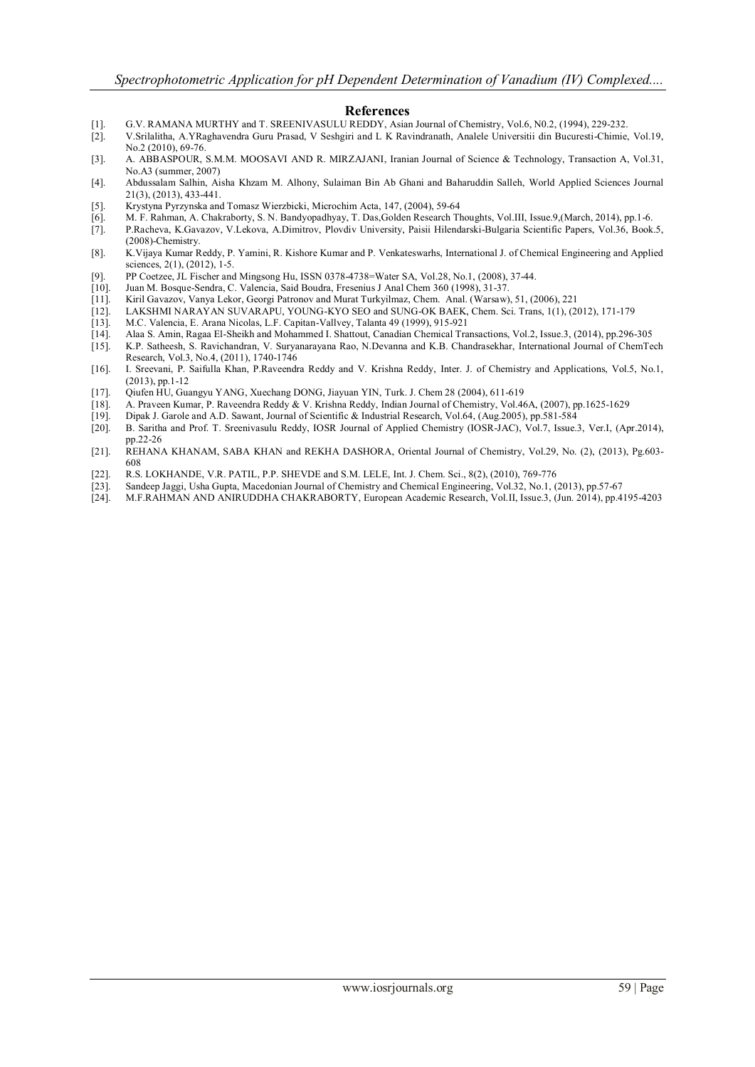## References

[1]. G.V. RAMANA MURTHY and T. SREENIVASULU REDDY, Asian Journal of Chemistry, Vol.6, N0.2, (1994), 229-232.

[2]. V.Srilalitha, A.YRaghavendra Guru Prasad, V Seshgiri and L K Ravindranath, Analele Universitii din Bucuresti-Chimie, Vol.19, No.2 (2010), 69-76.

[3]. A. ABBASPOUR, S.M.M. MOOSAVI AND R. MIRZAJANI, Iranian Journal of Science & Technology, Transaction A, Vol.31, No.A3 (summer, 2007)

[4]. Abdussalam Salhin, Aisha Khzam M. Alhony, Sulaiman Bin Ab Ghani and Baharuddin Salleh, World Applied Sciences Journal 21(3), (2013), 433-441.

[5]. Krystyna Pyrzynska and Tomasz Wierzbicki, Microchim Acta, 147, (2004), 59-64

[6]. M. F. Rahman, A. Chakraborty, S. N. Bandyopadhyay, T. Das,Golden Research Thoughts, Vol.III, Issue.9,(March, 2014), pp.1-6.

[7]. P.Racheva, K.Gavazov, V.Lekova, A.Dimitrov, Plovdiv University, Paisii Hilendarski-Bulgaria Scientific Papers, Vol.36, Book.5, (2008)-Chemistry.

[8]. K.Vijaya Kumar Reddy, P. Yamini, R. Kishore Kumar and P. Venkateswarhs, International J. of Chemical Engineering and Applied sciences, 2(1), (2012), 1-5.

[9]. PP Coetzee, JL Fischer and Mingsong Hu, ISSN 0378-4738=Water SA, Vol.28, No.1, (2008), 37-44.

[10]. Juan M. Bosque-Sendra, C. Valencia, Said Boudra, Fresenius J Anal Chem 360 (1998), 31-37.

[11]. Kiril Gavazov, Vanya Lekor, Georgi Patronov and Murat Turkyilmaz, Chem. Anal. (Warsaw), 51, (2006), 221

[12]. LAKSHMI NARAYAN SUVARAPU, YOUNG-KYO SEO and SUNG-OK BAEK, Chem. Sci. Trans, 1(1), (2012), 171-179

[13]. M.C. Valencia, E. Arana Nicolas, L.F. Capitan-Vallvey, Talanta 49 (1999), 915-921

[14]. Alaa S. Amin, Ragaa El-Sheikh and Mohammed I. Shattout, Canadian Chemical Transactions, Vol.2, Issue.3, (2014), pp.296-305

[15]. K.P. Satheesh, S. Ravichandran, V. Suryanarayana Rao, N.Devanna and K.B. Chandrasekhar, International Journal of ChemTech Research, Vol.3, No.4, (2011), 1740-1746

[16]. I. Sreevani, P. Saifulla Khan, P.Raveendra Reddy and V. Krishna Reddy, Inter. J. of Chemistry and Applications, Vol.5, No.1, (2013), pp.1-12

[17]. Qiufen HU, Guangyu YANG, Xuechang DONG, Jiayuan YIN, Turk. J. Chem 28 (2004), 611-619

[18]. A. Praveen Kumar, P. Raveendra Reddy & V. Krishna Reddy, Indian Journal of Chemistry, Vol.46A, (2007), pp.1625-1629

[19]. Dipak J. Garole and A.D. Sawant, Journal of Scientific & Industrial Research, Vol.64, (Aug.2005), pp.581-584

[20]. B. Saritha and Prof. T. Sreenivasulu Reddy, IOSR Journal of Applied Chemistry (IOSR-JAC), Vol.7, Issue.3, Ver.I, (Apr.2014), pp.22-26

[21]. REHANA KHANAM, SABA KHAN and REKHA DASHORA, Oriental Journal of Chemistry, Vol.29, No. (2), (2013), Pg.603-608

[22]. R.S. LOKHANDE, V.R. PATIL, P.P. SHEVDE and S.M. LELE, Int. J. Chem. Sci., 8(2), (2010), 769-776

[23]. Sandeep Jaggi, Usha Gupta, Macedonian Journal of Chemistry and Chemical Engineering, Vol.32, No.1, (2013), pp.57-67

[24]. M.F.RAHMAN AND ANIRUDDHA CHAKRABORTY, European Academic Research, Vol.II, Issue.3, (Jun. 2014), pp.4195-4203